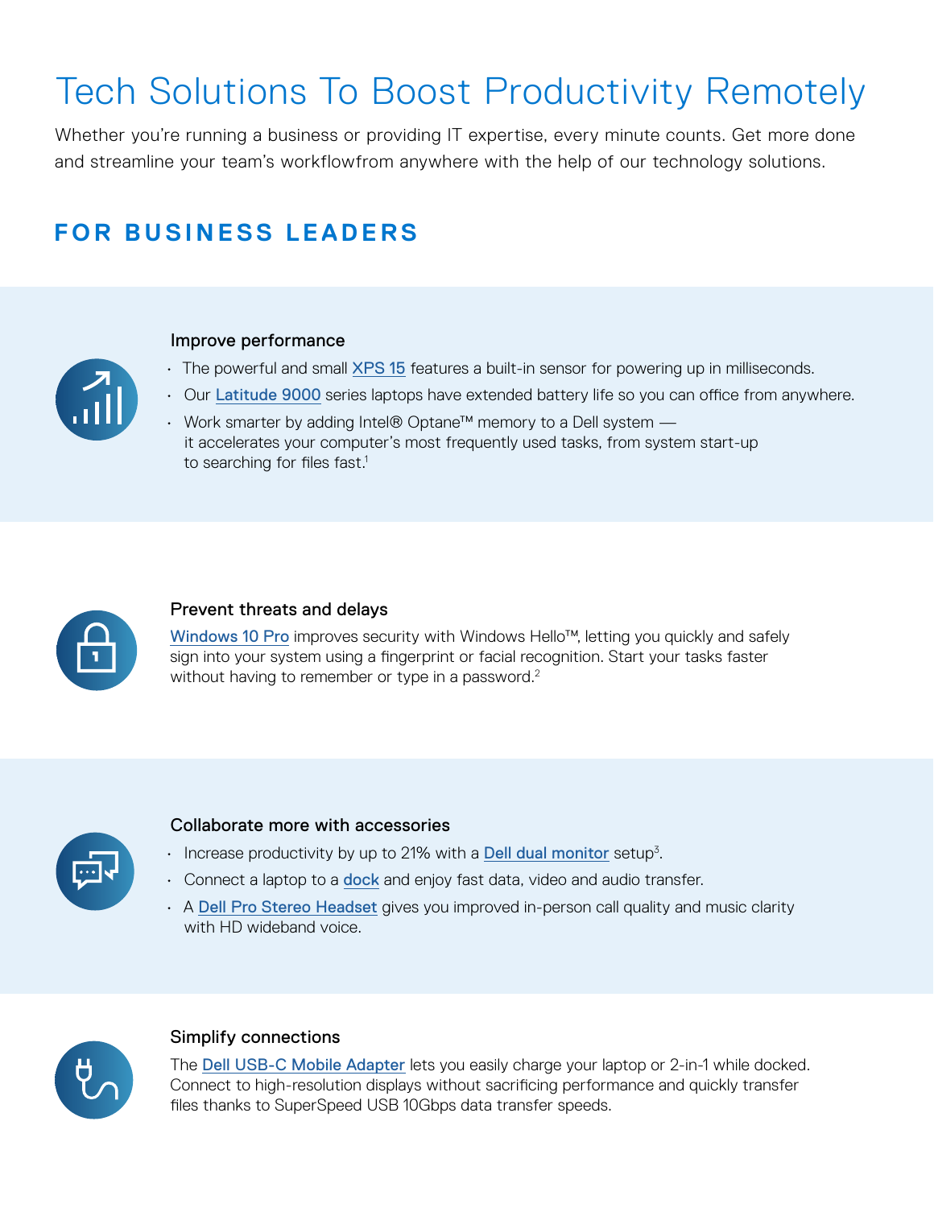# Tech Solutions To Boost Productivity Remotely

Whether you're running a business or providing IT expertise, every minute counts. Get more done and streamline your team's workflowfrom anywhere with the help of our technology solutions.

## FOR BUSINESS LEADERS

### Improve performance

- The powerful and small XPS 15 features a built-in sensor for powering up in milliseconds.
- Our Latitude 9000 series laptops have extended battery life so you can office from anywhere.
- Work smarter by adding Intel® Optane™ memory to a Dell system — it accelerates your computer's most frequently used tasks, from system start-up to searching for files fast.[1]

### Prevent threats and delays

Windows 10 Pro improves security with Windows Hello™, letting you quickly and safely sign into your system using a fingerprint or facial recognition. Start your tasks faster without having to remember or type in a password.[2]

### Collaborate more with accessories

- Increase productivity by up to 21% with a Dell dual monitor setup[3].
- Connect a laptop to a dock and enjoy fast data, video and audio transfer.
- A Dell Pro Stereo Headset gives you improved in-person call quality and music clarity with HD wideband voice.

### Simplify connections

The Dell USB-C Mobile Adapter lets you easily charge your laptop or 2-in-1 while docked. Connect to high-resolution displays without sacrificing performance and quickly transfer files thanks to SuperSpeed USB 10Gbps data transfer speeds.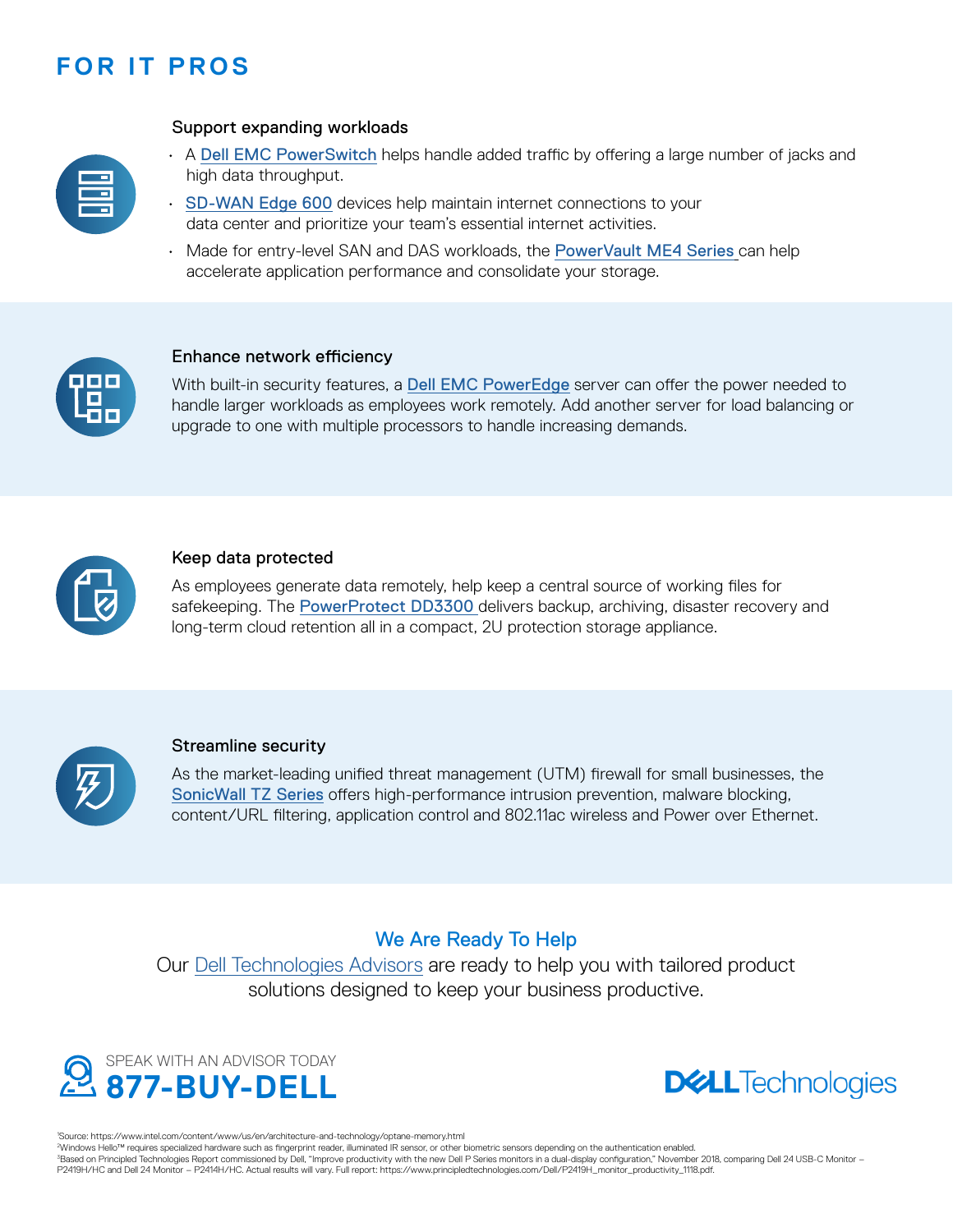# FOR IT PROS

### Support expanding workloads

- A Dell EMC PowerSwitch helps handle added traffic by offering a large number of jacks and high data throughput.
- SD-WAN Edge 600 devices help maintain internet connections to your data center and prioritize your team's essential internet activities.
- Made for entry-level SAN and DAS workloads, the PowerVault ME4 Series can help accelerate application performance and consolidate your storage.

### Enhance network efficiency

With built-in security features, a Dell EMC PowerEdge server can offer the power needed to handle larger workloads as employees work remotely. Add another server for load balancing or upgrade to one with multiple processors to handle increasing demands.

### Keep data protected

As employees generate data remotely, help keep a central source of working files for safekeeping. The PowerProtect DD3300 delivers backup, archiving, disaster recovery and long-term cloud retention all in a compact, 2U protection storage appliance.

### Streamline security

As the market-leading unified threat management (UTM) firewall for small businesses, the SonicWall TZ Series offers high-performance intrusion prevention, malware blocking, content/URL filtering, application control and 802.11ac wireless and Power over Ethernet.

## We Are Ready To Help

Our Dell Technologies Advisors are ready to help you with tailored product solutions designed to keep your business productive.

SPEAK WITH AN ADVISOR TODAY
**877-BUY-DELL**

DELL Technologies

[1]Source: https://www.intel.com/content/www/us/en/architecture-and-technology/optane-memory.html
[2]Windows Hello™ requires specialized hardware such as fingerprint reader, illuminated IR sensor, or other biometric sensors depending on the authentication enabled.
[3]Based on Principled Technologies Report commissioned by Dell, "Improve productivity with the new Dell P Series monitors in a dual-display configuration," November 2018, comparing Dell 24 USB-C Monitor – P2419H/HC and Dell 24 Monitor – P2414H/HC. Actual results will vary. Full report: https://www.principledtechnologies.com/Dell/P2419H_monitor_productivity_1118.pdf.